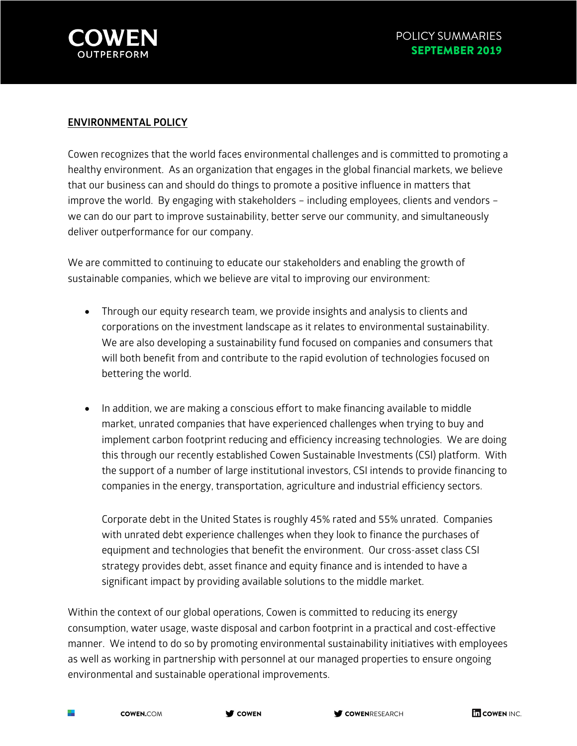## ENVIRONMENTAL POLICY

Cowen recognizes that the world faces environmental challenges and is committed to promoting a healthy environment. As an organization that engages in the global financial markets, we believe that our business can and should do things to promote a positive influence in matters that improve the world. By engaging with stakeholders – including employees, clients and vendors – we can do our part to improve sustainability, better serve our community, and simultaneously deliver outperformance for our company.

We are committed to continuing to educate our stakeholders and enabling the growth of sustainable companies, which we believe are vital to improving our environment:

- Through our equity research team, we provide insights and analysis to clients and corporations on the investment landscape as it relates to environmental sustainability. We are also developing a sustainability fund focused on companies and consumers that will both benefit from and contribute to the rapid evolution of technologies focused on bettering the world.

- In addition, we are making a conscious effort to make financing available to middle market, unrated companies that have experienced challenges when trying to buy and implement carbon footprint reducing and efficiency increasing technologies. We are doing this through our recently established Cowen Sustainable Investments (CSI) platform. With the support of a number of large institutional investors, CSI intends to provide financing to companies in the energy, transportation, agriculture and industrial efficiency sectors.

  Corporate debt in the United States is roughly 45% rated and 55% unrated. Companies with unrated debt experience challenges when they look to finance the purchases of equipment and technologies that benefit the environment. Our cross-asset class CSI strategy provides debt, asset finance and equity finance and is intended to have a significant impact by providing available solutions to the middle market.

Within the context of our global operations, Cowen is committed to reducing its energy consumption, water usage, waste disposal and carbon footprint in a practical and cost-effective manner. We intend to do so by promoting environmental sustainability initiatives with employees as well as working in partnership with personnel at our managed properties to ensure ongoing environmental and sustainable operational improvements.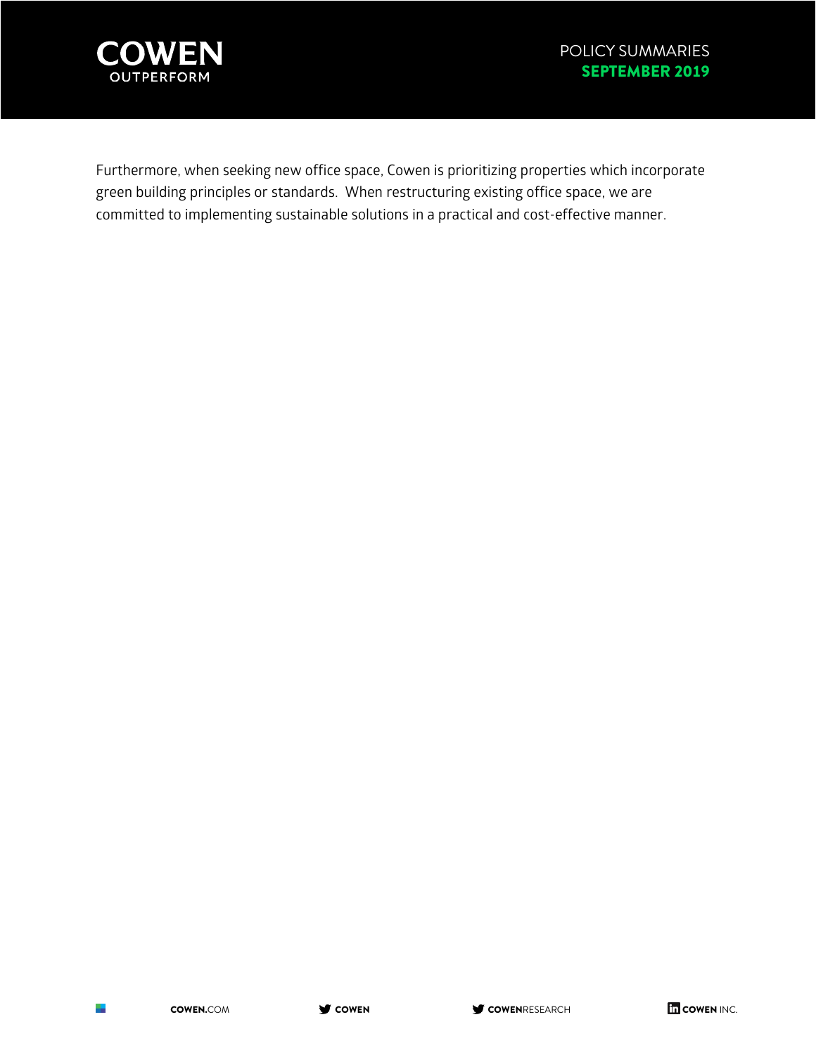Furthermore, when seeking new office space, Cowen is prioritizing properties which incorporate green building principles or standards. When restructuring existing office space, we are committed to implementing sustainable solutions in a practical and cost-effective manner.